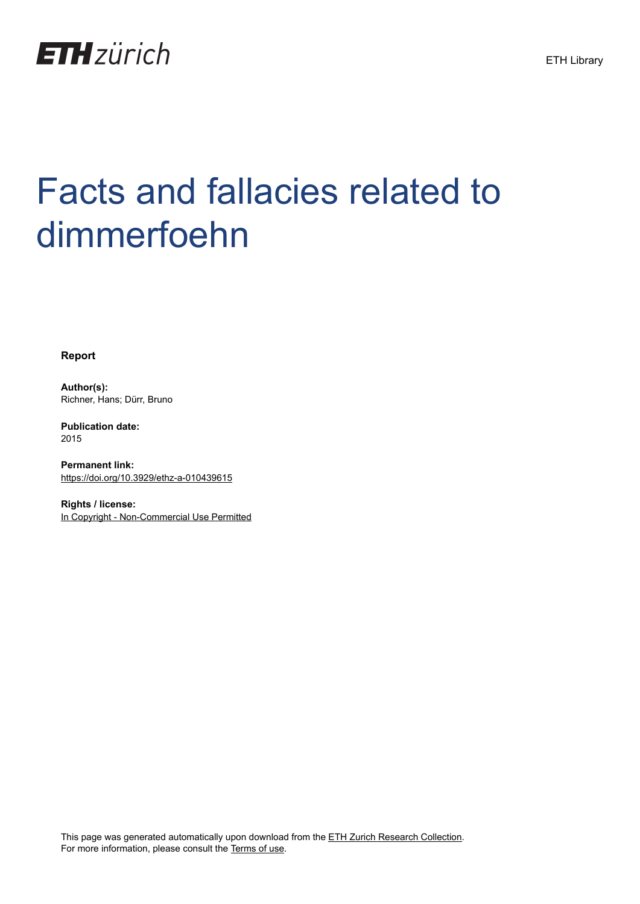ETH zürich

ETH Library

# Facts and fallacies related to dimmerfoehn

**Report**

**Author(s):**
Richner, Hans; Dürr, Bruno

**Publication date:**
2015

**Permanent link:**
https://doi.org/10.3929/ethz-a-010439615

**Rights / license:**
In Copyright - Non-Commercial Use Permitted

This page was generated automatically upon download from the ETH Zurich Research Collection.
For more information, please consult the Terms of use.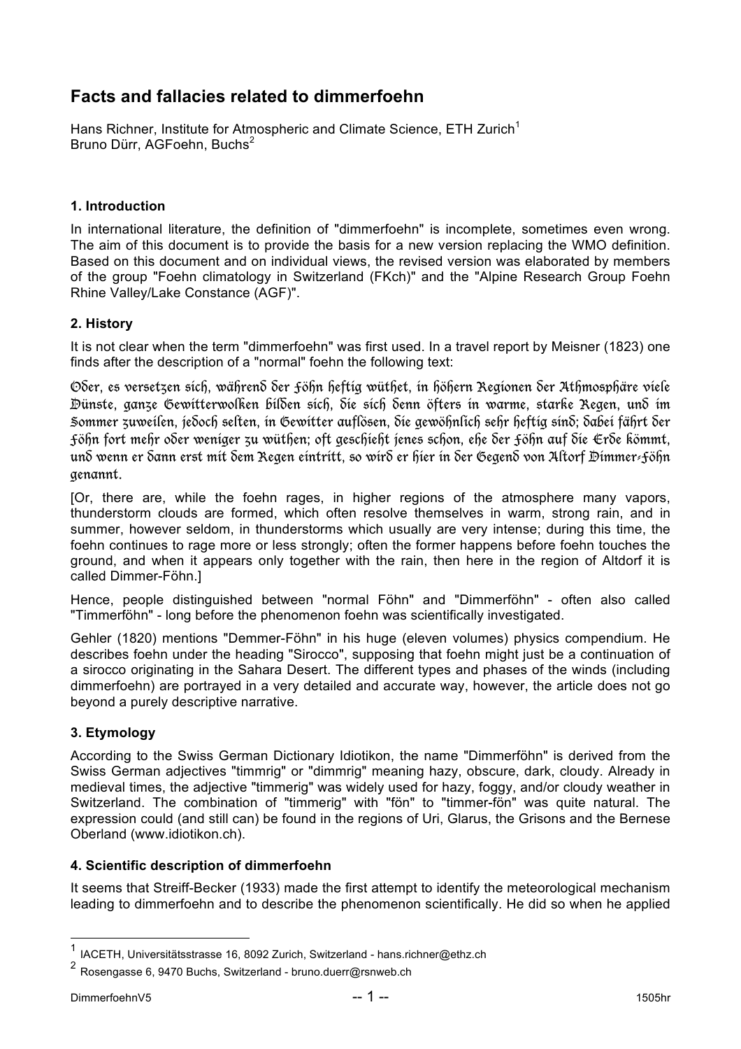## Facts and fallacies related to dimmerfoehn

Hans Richner, Institute for Atmospheric and Climate Science, ETH Zurich[1]
Bruno Dürr, AGFoehn, Buchs[2]

### 1. Introduction

In international literature, the definition of "dimmerfoehn" is incomplete, sometimes even wrong. The aim of this document is to provide the basis for a new version replacing the WMO definition. Based on this document and on individual views, the revised version was elaborated by members of the group "Foehn climatology in Switzerland (FKch)" and the "Alpine Research Group Foehn Rhine Valley/Lake Constance (AGF)".

### 2. History

It is not clear when the term "dimmerfoehn" was first used. In a travel report by Meisner (1823) one finds after the description of a "normal" foehn the following text:

Oder, es versetzen sich, während der Föhn heftig wüthet, in höhern Regionen der Athmosphäre viele Dünste, ganze Gewitterwolken bilden sich, die sich denn öfters in warme, starke Regen, und im Sommer zuweilen, jedoch selten, in Gewitter auflösen, die gewöhnlich sehr heftig sind; dabei fährt der Föhn fort mehr oder weniger zu wüthen; oft geschieht jenes schon, ehe der Föhn auf die Erde kömmt, und wenn er dann erst mit dem Regen eintritt, so wird er hier in der Gegend von Altorf Dimmer-Föhn genannt.

[Or, there are, while the foehn rages, in higher regions of the atmosphere many vapors, thunderstorm clouds are formed, which often resolve themselves in warm, strong rain, and in summer, however seldom, in thunderstorms which usually are very intense; during this time, the foehn continues to rage more or less strongly; often the former happens before foehn touches the ground, and when it appears only together with the rain, then here in the region of Altdorf it is called Dimmer-Föhn.]

Hence, people distinguished between "normal Föhn" and "Dimmerföhn" - often also called "Timmerföhn" - long before the phenomenon foehn was scientifically investigated.

Gehler (1820) mentions "Demmer-Föhn" in his huge (eleven volumes) physics compendium. He describes foehn under the heading "Sirocco", supposing that foehn might just be a continuation of a sirocco originating in the Sahara Desert. The different types and phases of the winds (including dimmerfoehn) are portrayed in a very detailed and accurate way, however, the article does not go beyond a purely descriptive narrative.

### 3. Etymology

According to the Swiss German Dictionary Idiotikon, the name "Dimmerföhn" is derived from the Swiss German adjectives "timmrig" or "dimmrig" meaning hazy, obscure, dark, cloudy. Already in medieval times, the adjective "timmerig" was widely used for hazy, foggy, and/or cloudy weather in Switzerland. The combination of "timmerig" with "fön" to "timmer-fön" was quite natural. The expression could (and still can) be found in the regions of Uri, Glarus, the Grisons and the Bernese Oberland (www.idiotikon.ch).

### 4. Scientific description of dimmerfoehn

It seems that Streiff-Becker (1933) made the first attempt to identify the meteorological mechanism leading to dimmerfoehn and to describe the phenomenon scientifically. He did so when he applied

[1] IACETH, Universitätsstrasse 16, 8092 Zurich, Switzerland - hans.richner@ethz.ch

[2] Rosengasse 6, 9470 Buchs, Switzerland - bruno.duerr@rsnweb.ch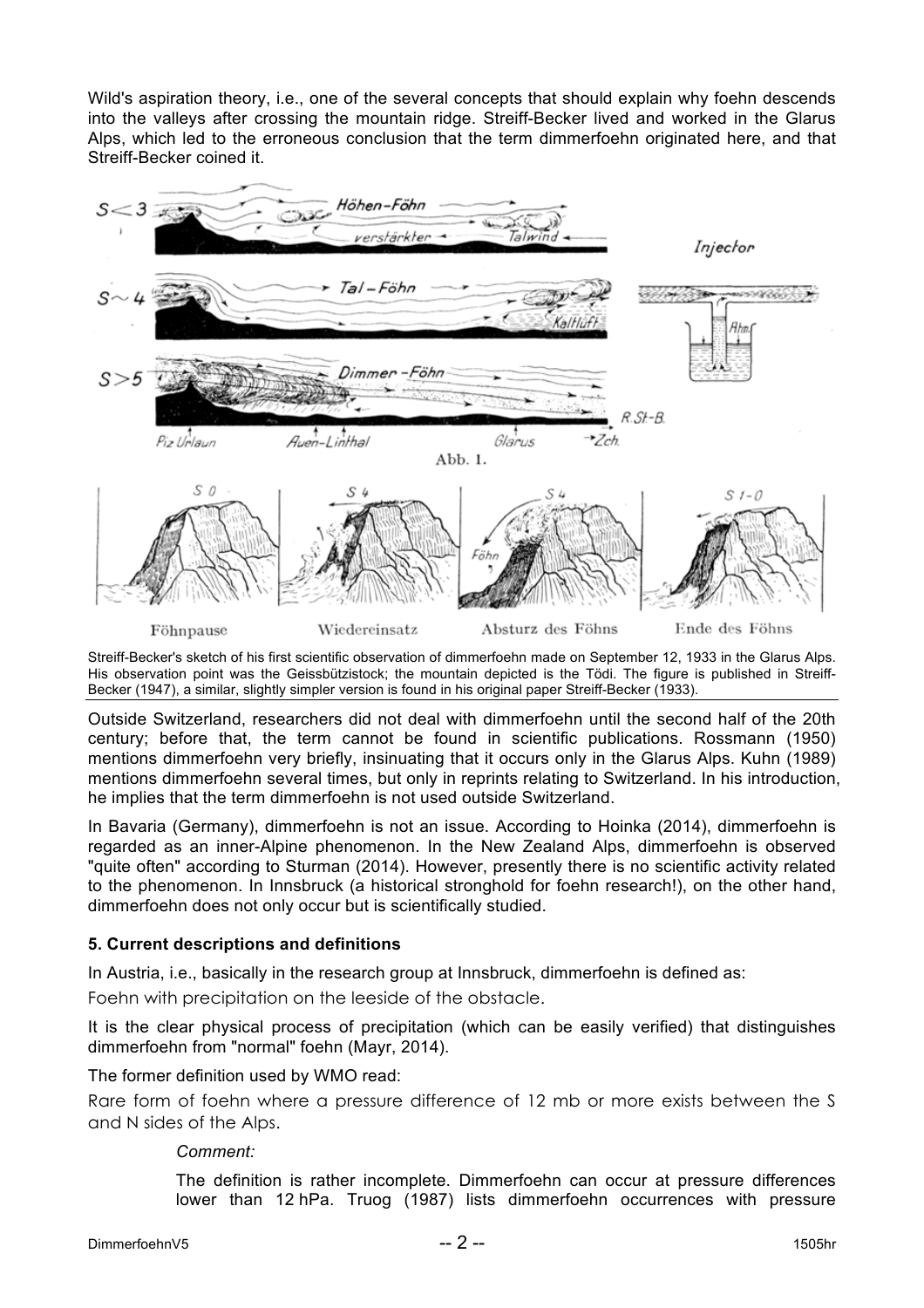Wild's aspiration theory, i.e., one of the several concepts that should explain why foehn descends into the valleys after crossing the mountain ridge. Streiff-Becker lived and worked in the Glarus Alps, which led to the erroneous conclusion that the term dimmerfoehn originated here, and that Streiff-Becker coined it.

Streiff-Becker's sketch of his first scientific observation of dimmerfoehn made on September 12, 1933 in the Glarus Alps. His observation point was the Geissbützistock; the mountain depicted is the Tödi. The figure is published in Streiff-Becker (1947), a similar, slightly simpler version is found in his original paper Streiff-Becker (1933).

Outside Switzerland, researchers did not deal with dimmerfoehn until the second half of the 20th century; before that, the term cannot be found in scientific publications. Rossmann (1950) mentions dimmerfoehn very briefly, insinuating that it occurs only in the Glarus Alps. Kuhn (1989) mentions dimmerfoehn several times, but only in reprints relating to Switzerland. In his introduction, he implies that the term dimmerfoehn is not used outside Switzerland.

In Bavaria (Germany), dimmerfoehn is not an issue. According to Hoinka (2014), dimmerfoehn is regarded as an inner-Alpine phenomenon. In the New Zealand Alps, dimmerfoehn is observed "quite often" according to Sturman (2014). However, presently there is no scientific activity related to the phenomenon. In Innsbruck (a historical stronghold for foehn research!), on the other hand, dimmerfoehn does not only occur but is scientifically studied.

### 5. Current descriptions and definitions

In Austria, i.e., basically in the research group at Innsbruck, dimmerfoehn is defined as:

Foehn with precipitation on the leeside of the obstacle.

It is the clear physical process of precipitation (which can be easily verified) that distinguishes dimmerfoehn from "normal" foehn (Mayr, 2014).

The former definition used by WMO read:

Rare form of foehn where a pressure difference of 12 mb or more exists between the S and N sides of the Alps.

> *Comment:*
>
> The definition is rather incomplete. Dimmerfoehn can occur at pressure differences lower than 12 hPa. Truog (1987) lists dimmerfoehn occurrences with pressure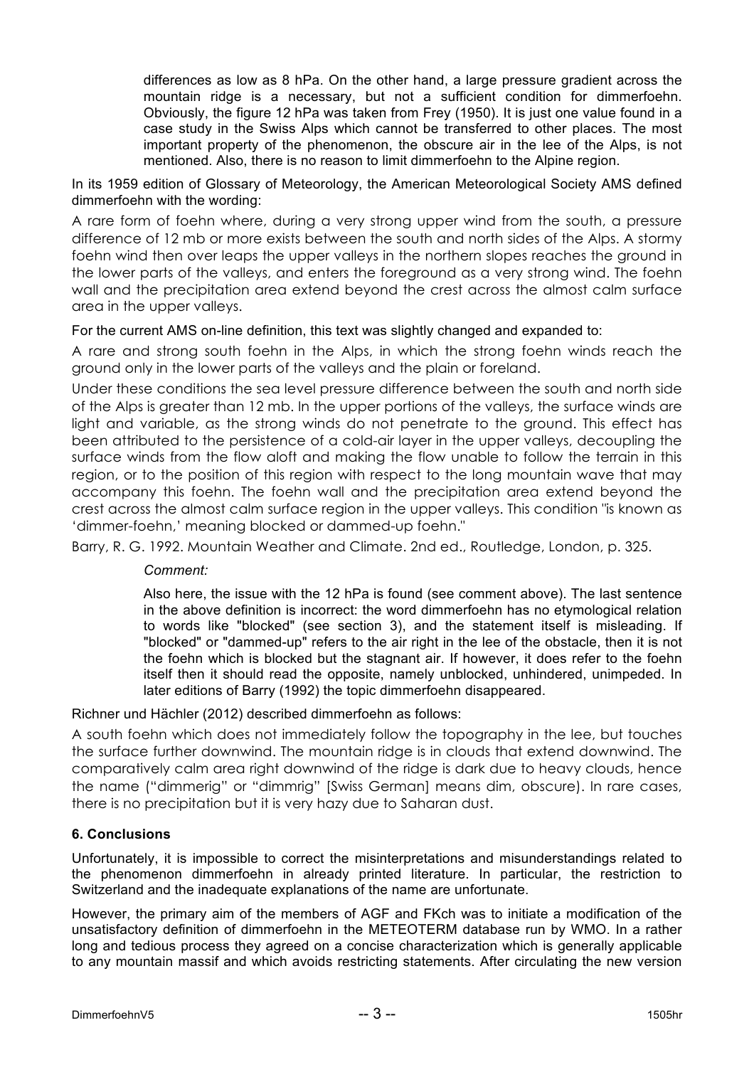> differences as low as 8 hPa. On the other hand, a large pressure gradient across the mountain ridge is a necessary, but not a sufficient condition for dimmerfoehn. Obviously, the figure 12 hPa was taken from Frey (1950). It is just one value found in a case study in the Swiss Alps which cannot be transferred to other places. The most important property of the phenomenon, the obscure air in the lee of the Alps, is not mentioned. Also, there is no reason to limit dimmerfoehn to the Alpine region.

In its 1959 edition of Glossary of Meteorology, the American Meteorological Society AMS defined dimmerfoehn with the wording:

A rare form of foehn where, during a very strong upper wind from the south, a pressure difference of 12 mb or more exists between the south and north sides of the Alps. A stormy foehn wind then over leaps the upper valleys in the northern slopes reaches the ground in the lower parts of the valleys, and enters the foreground as a very strong wind. The foehn wall and the precipitation area extend beyond the crest across the almost calm surface area in the upper valleys.

For the current AMS on-line definition, this text was slightly changed and expanded to:

A rare and strong south foehn in the Alps, in which the strong foehn winds reach the ground only in the lower parts of the valleys and the plain or foreland.

Under these conditions the sea level pressure difference between the south and north side of the Alps is greater than 12 mb. In the upper portions of the valleys, the surface winds are light and variable, as the strong winds do not penetrate to the ground. This effect has been attributed to the persistence of a cold-air layer in the upper valleys, decoupling the surface winds from the flow aloft and making the flow unable to follow the terrain in this region, or to the position of this region with respect to the long mountain wave that may accompany this foehn. The foehn wall and the precipitation area extend beyond the crest across the almost calm surface region in the upper valleys. This condition "is known as 'dimmer-foehn,' meaning blocked or dammed-up foehn."

Barry, R. G. 1992. Mountain Weather and Climate. 2nd ed., Routledge, London, p. 325.

> *Comment:*
>
> Also here, the issue with the 12 hPa is found (see comment above). The last sentence in the above definition is incorrect: the word dimmerfoehn has no etymological relation to words like "blocked" (see section 3), and the statement itself is misleading. If "blocked" or "dammed-up" refers to the air right in the lee of the obstacle, then it is not the foehn which is blocked but the stagnant air. If however, it does refer to the foehn itself then it should read the opposite, namely unblocked, unhindered, unimpeded. In later editions of Barry (1992) the topic dimmerfoehn disappeared.

Richner und Hächler (2012) described dimmerfoehn as follows:

A south foehn which does not immediately follow the topography in the lee, but touches the surface further downwind. The mountain ridge is in clouds that extend downwind. The comparatively calm area right downwind of the ridge is dark due to heavy clouds, hence the name ("dimmerig" or "dimmrig" [Swiss German] means dim, obscure). In rare cases, there is no precipitation but it is very hazy due to Saharan dust.

## 6. Conclusions

Unfortunately, it is impossible to correct the misinterpretations and misunderstandings related to the phenomenon dimmerfoehn in already printed literature. In particular, the restriction to Switzerland and the inadequate explanations of the name are unfortunate.

However, the primary aim of the members of AGF and FKch was to initiate a modification of the unsatisfactory definition of dimmerfoehn in the METEOTERM database run by WMO. In a rather long and tedious process they agreed on a concise characterization which is generally applicable to any mountain massif and which avoids restricting statements. After circulating the new version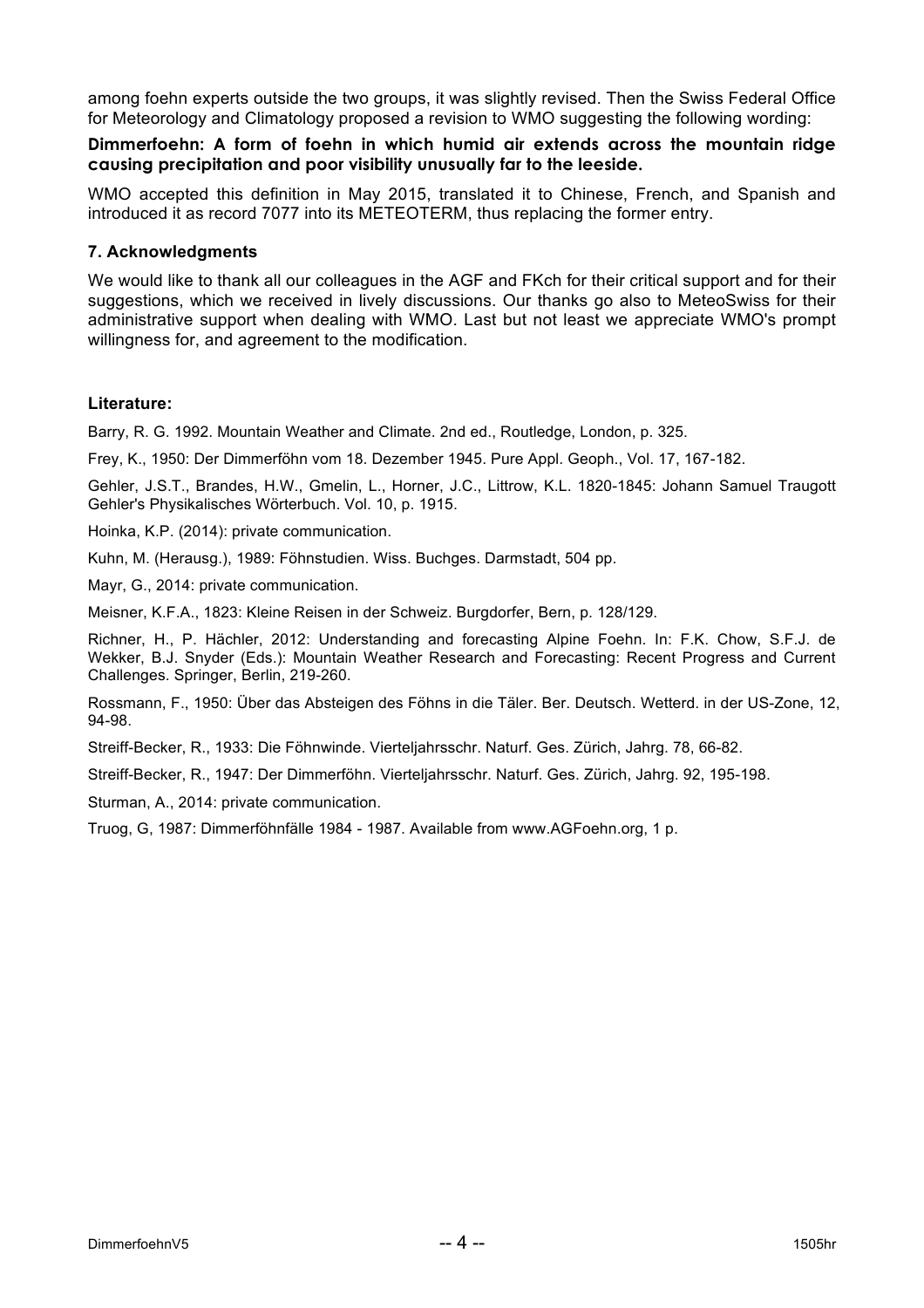among foehn experts outside the two groups, it was slightly revised. Then the Swiss Federal Office for Meteorology and Climatology proposed a revision to WMO suggesting the following wording:

**Dimmerfoehn: A form of foehn in which humid air extends across the mountain ridge causing precipitation and poor visibility unusually far to the leeside.**

WMO accepted this definition in May 2015, translated it to Chinese, French, and Spanish and introduced it as record 7077 into its METEOTERM, thus replacing the former entry.

### 7. Acknowledgments

We would like to thank all our colleagues in the AGF and FKch for their critical support and for their suggestions, which we received in lively discussions. Our thanks go also to MeteoSwiss for their administrative support when dealing with WMO. Last but not least we appreciate WMO's prompt willingness for, and agreement to the modification.

### Literature:

Barry, R. G. 1992. Mountain Weather and Climate. 2nd ed., Routledge, London, p. 325.

Frey, K., 1950: Der Dimmerföhn vom 18. Dezember 1945. Pure Appl. Geoph., Vol. 17, 167-182.

Gehler, J.S.T., Brandes, H.W., Gmelin, L., Horner, J.C., Littrow, K.L. 1820-1845: Johann Samuel Traugott Gehler's Physikalisches Wörterbuch. Vol. 10, p. 1915.

Hoinka, K.P. (2014): private communication.

Kuhn, M. (Herausg.), 1989: Föhnstudien. Wiss. Buchges. Darmstadt, 504 pp.

Mayr, G., 2014: private communication.

Meisner, K.F.A., 1823: Kleine Reisen in der Schweiz. Burgdorfer, Bern, p. 128/129.

Richner, H., P. Hächler, 2012: Understanding and forecasting Alpine Foehn. In: F.K. Chow, S.F.J. de Wekker, B.J. Snyder (Eds.): Mountain Weather Research and Forecasting: Recent Progress and Current Challenges. Springer, Berlin, 219-260.

Rossmann, F., 1950: Über das Absteigen des Föhns in die Täler. Ber. Deutsch. Wetterd. in der US-Zone, 12, 94-98.

Streiff-Becker, R., 1933: Die Föhnwinde. Vierteljahrsschr. Naturf. Ges. Zürich, Jahrg. 78, 66-82.

Streiff-Becker, R., 1947: Der Dimmerföhn. Vierteljahrsschr. Naturf. Ges. Zürich, Jahrg. 92, 195-198.

Sturman, A., 2014: private communication.

Truog, G, 1987: Dimmerföhnfälle 1984 - 1987. Available from www.AGFoehn.org, 1 p.